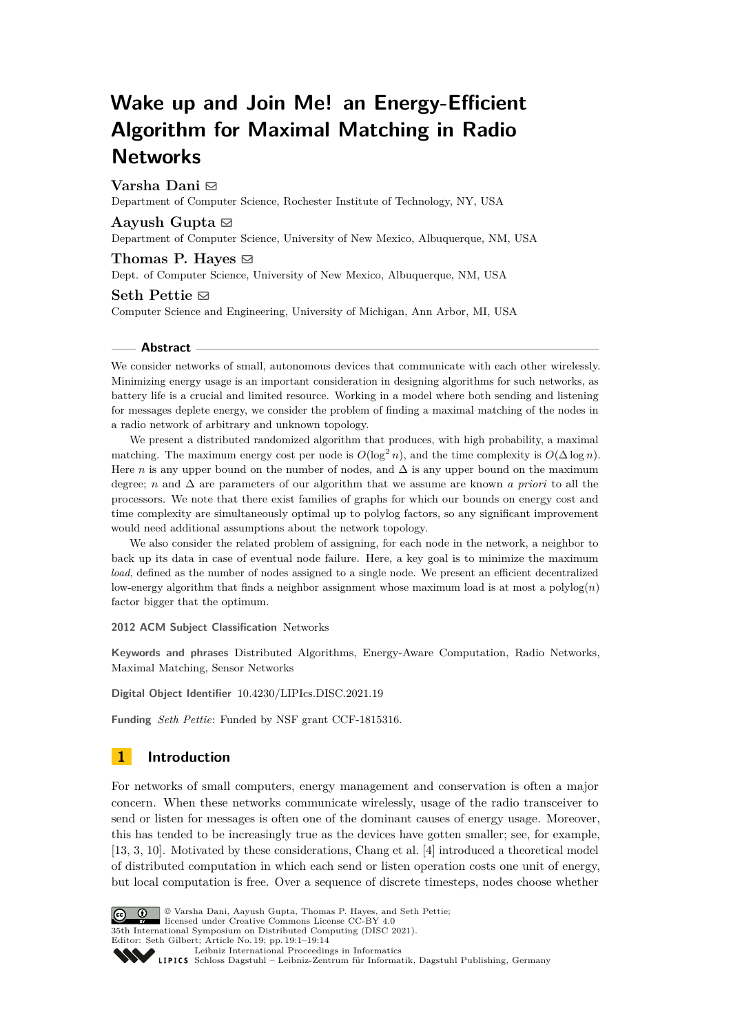# Wake up and Join Me! an Energy-Efficient Algorithm for Maximal Matching in Radio Networks

**Varsha Dani** ✉
Department of Computer Science, Rochester Institute of Technology, NY, USA

**Aayush Gupta** ✉
Department of Computer Science, University of New Mexico, Albuquerque, NM, USA

**Thomas P. Hayes** ✉
Dept. of Computer Science, University of New Mexico, Albuquerque, NM, USA

**Seth Pettie** ✉
Computer Science and Engineering, University of Michigan, Ann Arbor, MI, USA

## Abstract

We consider networks of small, autonomous devices that communicate with each other wirelessly. Minimizing energy usage is an important consideration in designing algorithms for such networks, as battery life is a crucial and limited resource. Working in a model where both sending and listening for messages deplete energy, we consider the problem of finding a maximal matching of the nodes in a radio network of arbitrary and unknown topology.

We present a distributed randomized algorithm that produces, with high probability, a maximal matching. The maximum energy cost per node is $O(\log^2 n)$, and the time complexity is $O(\Delta \log n)$. Here $n$ is any upper bound on the number of nodes, and $\Delta$ is any upper bound on the maximum degree; $n$ and $\Delta$ are parameters of our algorithm that we assume are known *a priori* to all the processors. We note that there exist families of graphs for which our bounds on energy cost and time complexity are simultaneously optimal up to polylog factors, so any significant improvement would need additional assumptions about the network topology.

We also consider the related problem of assigning, for each node in the network, a neighbor to back up its data in case of eventual node failure. Here, a key goal is to minimize the maximum *load*, defined as the number of nodes assigned to a single node. We present an efficient decentralized low-energy algorithm that finds a neighbor assignment whose maximum load is at most a polylog($n$) factor bigger that the optimum.

**2012 ACM Subject Classification** Networks

**Keywords and phrases** Distributed Algorithms, Energy-Aware Computation, Radio Networks, Maximal Matching, Sensor Networks

**Digital Object Identifier** 10.4230/LIPIcs.DISC.2021.19

**Funding** *Seth Pettie*: Funded by NSF grant CCF-1815316.

## 1 Introduction

For networks of small computers, energy management and conservation is often a major concern. When these networks communicate wirelessly, usage of the radio transceiver to send or listen for messages is often one of the dominant causes of energy usage. Moreover, this has tended to be increasingly true as the devices have gotten smaller; see, for example, [13, 3, 10]. Motivated by these considerations, Chang et al. [4] introduced a theoretical model of distributed computation in which each send or listen operation costs one unit of energy, but local computation is free. Over a sequence of discrete timesteps, nodes choose whether

© Varsha Dani, Aayush Gupta, Thomas P. Hayes, and Seth Pettie; licensed under Creative Commons License CC-BY 4.0
35th International Symposium on Distributed Computing (DISC 2021).
Editor: Seth Gilbert; Article No. 19; pp. 19:1–19:14
Leibniz International Proceedings in Informatics
Schloss Dagstuhl – Leibniz-Zentrum für Informatik, Dagstuhl Publishing, Germany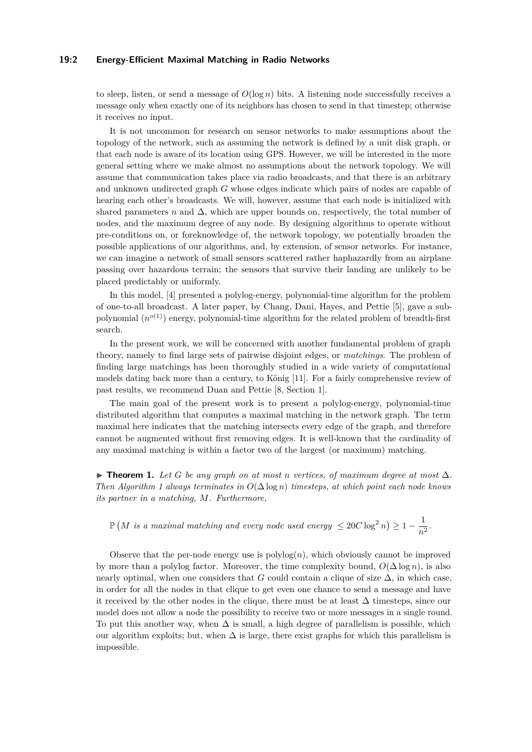to sleep, listen, or send a message of $O(\log n)$ bits. A listening node successfully receives a message only when exactly one of its neighbors has chosen to send in that timestep; otherwise it receives no input.

It is not uncommon for research on sensor networks to make assumptions about the topology of the network, such as assuming the network is defined by a unit disk graph, or that each node is aware of its location using GPS. However, we will be interested in the more general setting where we make almost no assumptions about the network topology. We will assume that communication takes place via radio broadcasts, and that there is an arbitrary and unknown undirected graph $G$ whose edges indicate which pairs of nodes are capable of hearing each other's broadcasts. We will, however, assume that each node is initialized with shared parameters $n$ and $\Delta$, which are upper bounds on, respectively, the total number of nodes, and the maximum degree of any node. By designing algorithms to operate without pre-conditions on, or foreknowledge of, the network topology, we potentially broaden the possible applications of our algorithms, and, by extension, of sensor networks. For instance, we can imagine a network of small sensors scattered rather haphazardly from an airplane passing over hazardous terrain; the sensors that survive their landing are unlikely to be placed predictably or uniformly.

In this model, [4] presented a polylog-energy, polynomial-time algorithm for the problem of one-to-all broadcast. A later paper, by Chang, Dani, Hayes, and Pettie [5], gave a sub-polynomial ($n^{o(1)}$) energy, polynomial-time algorithm for the related problem of breadth-first search.

In the present work, we will be concerned with another fundamental problem of graph theory, namely to find large sets of pairwise disjoint edges, or *matchings*. The problem of finding large matchings has been thoroughly studied in a wide variety of computational models dating back more than a century, to König [11]. For a fairly comprehensive review of past results, we recommend Duan and Pettie [8, Section 1].

The main goal of the present work is to present a polylog-energy, polynomial-time distributed algorithm that computes a maximal matching in the network graph. The term maximal here indicates that the matching intersects every edge of the graph, and therefore cannot be augmented without first removing edges. It is well-known that the cardinality of any maximal matching is within a factor two of the largest (or maximum) matching.

▶ **Theorem 1.** *Let $G$ be any graph on at most $n$ vertices, of maximum degree at most $\Delta$. Then Algorithm 1 always terminates in $O(\Delta \log n)$ timesteps, at which point each node knows its partner in a matching, $M$. Furthermore,*

$$\mathbb{P}\left(M \text{ is a maximal matching and every node used energy } \leq 20C\log^2 n\right) \geq 1 - \frac{1}{n^2}.$$

Observe that the per-node energy use is $\text{polylog}(n)$, which obviously cannot be improved by more than a polylog factor. Moreover, the time complexity bound, $O(\Delta \log n)$, is also nearly optimal, when one considers that $G$ could contain a clique of size $\Delta$, in which case, in order for all the nodes in that clique to get even one chance to send a message and have it received by the other nodes in the clique, there must be at least $\Delta$ timesteps, since our model does not allow a node the possibility to receive two or more messages in a single round. To put this another way, when $\Delta$ is small, a high degree of parallelism is possible, which our algorithm exploits; but, when $\Delta$ is large, there exist graphs for which this parallelism is impossible.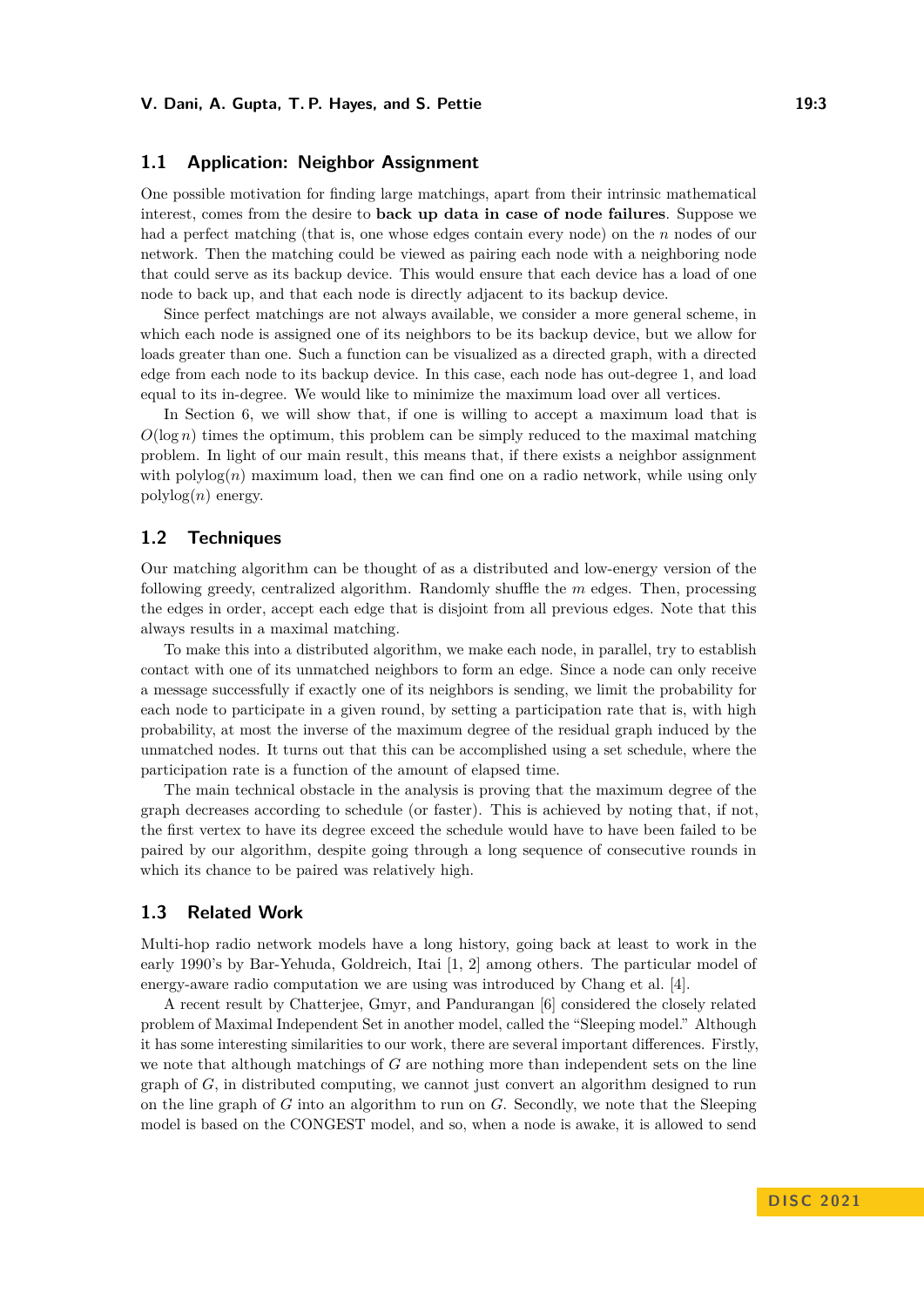### 1.1 Application: Neighbor Assignment

One possible motivation for finding large matchings, apart from their intrinsic mathematical interest, comes from the desire to **back up data in case of node failures**. Suppose we had a perfect matching (that is, one whose edges contain every node) on the $n$ nodes of our network. Then the matching could be viewed as pairing each node with a neighboring node that could serve as its backup device. This would ensure that each device has a load of one node to back up, and that each node is directly adjacent to its backup device.

Since perfect matchings are not always available, we consider a more general scheme, in which each node is assigned one of its neighbors to be its backup device, but we allow for loads greater than one. Such a function can be visualized as a directed graph, with a directed edge from each node to its backup device. In this case, each node has out-degree 1, and load equal to its in-degree. We would like to minimize the maximum load over all vertices.

In Section 6, we will show that, if one is willing to accept a maximum load that is $O(\log n)$ times the optimum, this problem can be simply reduced to the maximal matching problem. In light of our main result, this means that, if there exists a neighbor assignment with $\text{polylog}(n)$ maximum load, then we can find one on a radio network, while using only $\text{polylog}(n)$ energy.

### 1.2 Techniques

Our matching algorithm can be thought of as a distributed and low-energy version of the following greedy, centralized algorithm. Randomly shuffle the $m$ edges. Then, processing the edges in order, accept each edge that is disjoint from all previous edges. Note that this always results in a maximal matching.

To make this into a distributed algorithm, we make each node, in parallel, try to establish contact with one of its unmatched neighbors to form an edge. Since a node can only receive a message successfully if exactly one of its neighbors is sending, we limit the probability for each node to participate in a given round, by setting a participation rate that is, with high probability, at most the inverse of the maximum degree of the residual graph induced by the unmatched nodes. It turns out that this can be accomplished using a set schedule, where the participation rate is a function of the amount of elapsed time.

The main technical obstacle in the analysis is proving that the maximum degree of the graph decreases according to schedule (or faster). This is achieved by noting that, if not, the first vertex to have its degree exceed the schedule would have to have been failed to be paired by our algorithm, despite going through a long sequence of consecutive rounds in which its chance to be paired was relatively high.

### 1.3 Related Work

Multi-hop radio network models have a long history, going back at least to work in the early 1990's by Bar-Yehuda, Goldreich, Itai [1, 2] among others. The particular model of energy-aware radio computation we are using was introduced by Chang et al. [4].

A recent result by Chatterjee, Gmyr, and Pandurangan [6] considered the closely related problem of Maximal Independent Set in another model, called the "Sleeping model." Although it has some interesting similarities to our work, there are several important differences. Firstly, we note that although matchings of $G$ are nothing more than independent sets on the line graph of $G$, in distributed computing, we cannot just convert an algorithm designed to run on the line graph of $G$ into an algorithm to run on $G$. Secondly, we note that the Sleeping model is based on the CONGEST model, and so, when a node is awake, it is allowed to send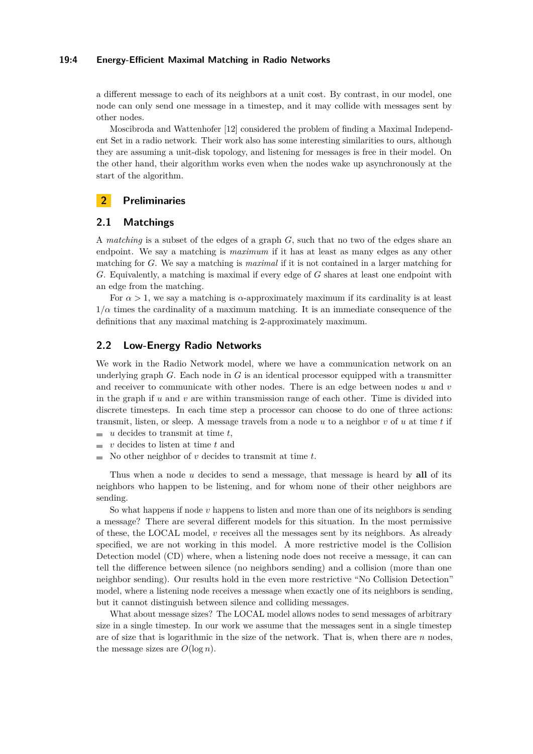a different message to each of its neighbors at a unit cost. By contrast, in our model, one node can only send one message in a timestep, and it may collide with messages sent by other nodes.

Moscibroda and Wattenhofer [12] considered the problem of finding a Maximal Independent Set in a radio network. Their work also has some interesting similarities to ours, although they are assuming a unit-disk topology, and listening for messages is free in their model. On the other hand, their algorithm works even when the nodes wake up asynchronously at the start of the algorithm.

## 2 Preliminaries

### 2.1 Matchings

A *matching* is a subset of the edges of a graph $G$, such that no two of the edges share an endpoint. We say a matching is *maximum* if it has at least as many edges as any other matching for $G$. We say a matching is *maximal* if it is not contained in a larger matching for $G$. Equivalently, a matching is maximal if every edge of $G$ shares at least one endpoint with an edge from the matching.

For $\alpha > 1$, we say a matching is $\alpha$-approximately maximum if its cardinality is at least $1/\alpha$ times the cardinality of a maximum matching. It is an immediate consequence of the definitions that any maximal matching is 2-approximately maximum.

### 2.2 Low-Energy Radio Networks

We work in the Radio Network model, where we have a communication network on an underlying graph $G$. Each node in $G$ is an identical processor equipped with a transmitter and receiver to communicate with other nodes. There is an edge between nodes $u$ and $v$ in the graph if $u$ and $v$ are within transmission range of each other. Time is divided into discrete timesteps. In each time step a processor can choose to do one of three actions: transmit, listen, or sleep. A message travels from a node $u$ to a neighbor $v$ of $u$ at time $t$ if

- $u$ decides to transmit at time $t$,
- $v$ decides to listen at time $t$ and
- No other neighbor of $v$ decides to transmit at time $t$.

Thus when a node $u$ decides to send a message, that message is heard by **all** of its neighbors who happen to be listening, and for whom none of their other neighbors are sending.

So what happens if node $v$ happens to listen and more than one of its neighbors is sending a message? There are several different models for this situation. In the most permissive of these, the LOCAL model, $v$ receives all the messages sent by its neighbors. As already specified, we are not working in this model. A more restrictive model is the Collision Detection model (CD) where, when a listening node does not receive a message, it can can tell the difference between silence (no neighbors sending) and a collision (more than one neighbor sending). Our results hold in the even more restrictive "No Collision Detection" model, where a listening node receives a message when exactly one of its neighbors is sending, but it cannot distinguish between silence and colliding messages.

What about message sizes? The LOCAL model allows nodes to send messages of arbitrary size in a single timestep. In our work we assume that the messages sent in a single timestep are of size that is logarithmic in the size of the network. That is, when there are $n$ nodes, the message sizes are $O(\log n)$.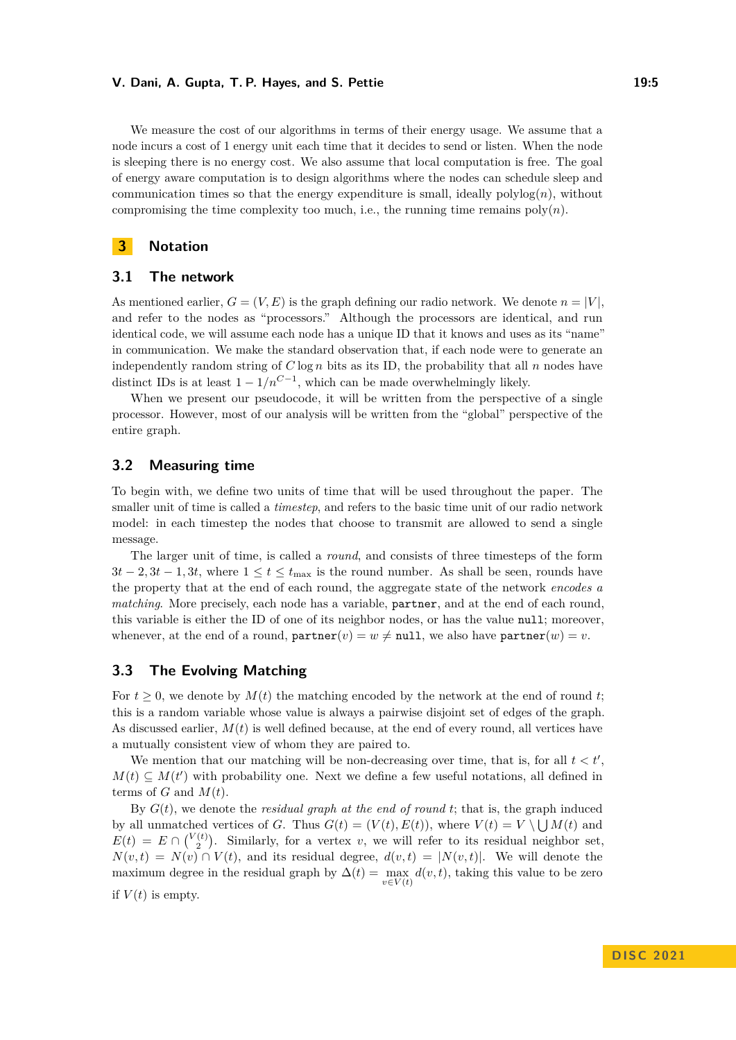We measure the cost of our algorithms in terms of their energy usage. We assume that a node incurs a cost of 1 energy unit each time that it decides to send or listen. When the node is sleeping there is no energy cost. We also assume that local computation is free. The goal of energy aware computation is to design algorithms where the nodes can schedule sleep and communication times so that the energy expenditure is small, ideally $\text{polylog}(n)$, without compromising the time complexity too much, i.e., the running time remains $\text{poly}(n)$.

# 3 Notation

## 3.1 The network

As mentioned earlier, $G = (V, E)$ is the graph defining our radio network. We denote $n = |V|$, and refer to the nodes as "processors." Although the processors are identical, and run identical code, we will assume each node has a unique ID that it knows and uses as its "name" in communication. We make the standard observation that, if each node were to generate an independently random string of $C \log n$ bits as its ID, the probability that all $n$ nodes have distinct IDs is at least $1 - 1/n^{C-1}$, which can be made overwhelmingly likely.

When we present our pseudocode, it will be written from the perspective of a single processor. However, most of our analysis will be written from the "global" perspective of the entire graph.

## 3.2 Measuring time

To begin with, we define two units of time that will be used throughout the paper. The smaller unit of time is called a *timestep*, and refers to the basic time unit of our radio network model: in each timestep the nodes that choose to transmit are allowed to send a single message.

The larger unit of time, is called a *round*, and consists of three timesteps of the form $3t-2, 3t-1, 3t$, where $1 \le t \le t_{\max}$ is the round number. As shall be seen, rounds have the property that at the end of each round, the aggregate state of the network *encodes a matching*. More precisely, each node has a variable, `partner`, and at the end of each round, this variable is either the ID of one of its neighbor nodes, or has the value `null`; moreover, whenever, at the end of a round, $\texttt{partner}(v) = w \neq \texttt{null}$, we also have $\texttt{partner}(w) = v$.

## 3.3 The Evolving Matching

For $t \geq 0$, we denote by $M(t)$ the matching encoded by the network at the end of round $t$; this is a random variable whose value is always a pairwise disjoint set of edges of the graph. As discussed earlier, $M(t)$ is well defined because, at the end of every round, all vertices have a mutually consistent view of whom they are paired to.

We mention that our matching will be non-decreasing over time, that is, for all $t < t'$, $M(t) \subseteq M(t')$ with probability one. Next we define a few useful notations, all defined in terms of $G$ and $M(t)$.

By $G(t)$, we denote the *residual graph at the end of round* $t$; that is, the graph induced by all unmatched vertices of $G$. Thus $G(t) = (V(t), E(t))$, where $V(t) = V \setminus \bigcup M(t)$ and $E(t) = E \cap \binom{V(t)}{2}$. Similarly, for a vertex $v$, we will refer to its residual neighbor set, $N(v,t) = N(v) \cap V(t)$, and its residual degree, $d(v,t) = |N(v,t)|$. We will denote the maximum degree in the residual graph by $\Delta(t) = \max_{v \in V(t)} d(v,t)$, taking this value to be zero if $V(t)$ is empty.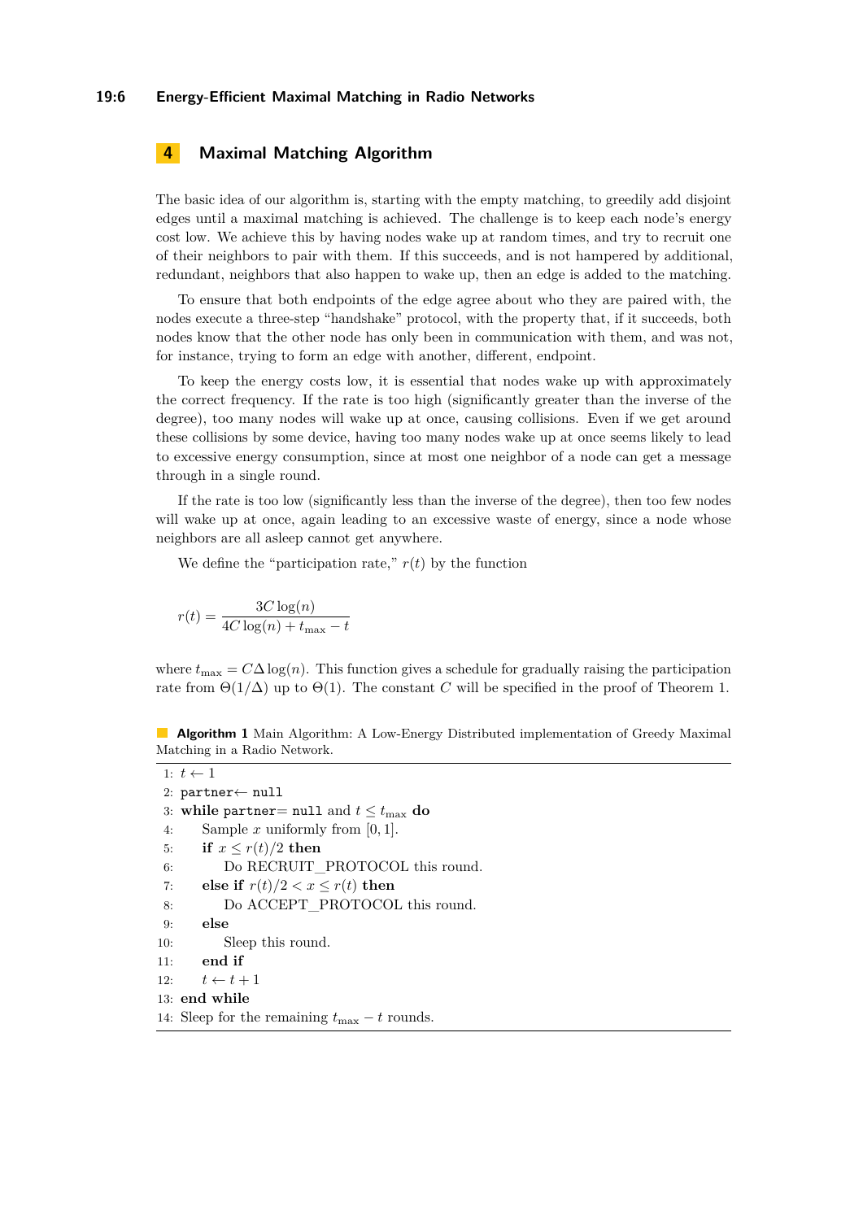## 4 Maximal Matching Algorithm

The basic idea of our algorithm is, starting with the empty matching, to greedily add disjoint edges until a maximal matching is achieved. The challenge is to keep each node's energy cost low. We achieve this by having nodes wake up at random times, and try to recruit one of their neighbors to pair with them. If this succeeds, and is not hampered by additional, redundant, neighbors that also happen to wake up, then an edge is added to the matching.

To ensure that both endpoints of the edge agree about who they are paired with, the nodes execute a three-step "handshake" protocol, with the property that, if it succeeds, both nodes know that the other node has only been in communication with them, and was not, for instance, trying to form an edge with another, different, endpoint.

To keep the energy costs low, it is essential that nodes wake up with approximately the correct frequency. If the rate is too high (significantly greater than the inverse of the degree), too many nodes will wake up at once, causing collisions. Even if we get around these collisions by some device, having too many nodes wake up at once seems likely to lead to excessive energy consumption, since at most one neighbor of a node can get a message through in a single round.

If the rate is too low (significantly less than the inverse of the degree), then too few nodes will wake up at once, again leading to an excessive waste of energy, since a node whose neighbors are all asleep cannot get anywhere.

We define the "participation rate," $r(t)$ by the function

$$r(t) = \frac{3C\log(n)}{4C\log(n) + t_{\max} - t}$$

where $t_{\max} = C\Delta\log(n)$. This function gives a schedule for gradually raising the participation rate from $\Theta(1/\Delta)$ up to $\Theta(1)$. The constant $C$ will be specified in the proof of Theorem 1.

**Algorithm 1** Main Algorithm: A Low-Energy Distributed implementation of Greedy Maximal Matching in a Radio Network.

```
1: t ← 1
2: partner ← null
3: while partner = null and t ≤ t_max do
4:     Sample x uniformly from [0, 1].
5:     if x ≤ r(t)/2 then
6:         Do RECRUIT_PROTOCOL this round.
7:     else if r(t)/2 < x ≤ r(t) then
8:         Do ACCEPT_PROTOCOL this round.
9:     else
10:        Sleep this round.
11:    end if
12:    t ← t + 1
13: end while
14: Sleep for the remaining t_max − t rounds.
```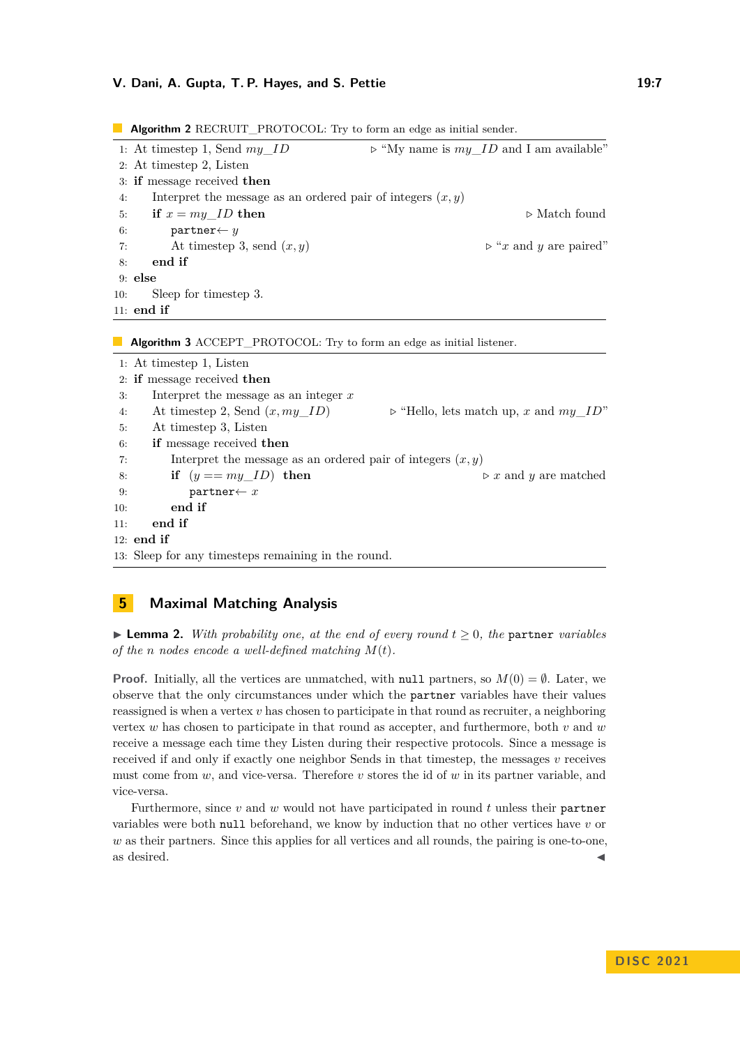**Algorithm 2** RECRUIT_PROTOCOL: Try to form an edge as initial sender.

```
1: At timestep 1, Send my_ID                 ▷ "My name is my_ID and I am available"
2: At timestep 2, Listen
3: if message received then
4:     Interpret the message as an ordered pair of integers (x, y)
5:     if x = my_ID then                                          ▷ Match found
6:         partner← y
7:         At timestep 3, send (x, y)                   ▷ "x and y are paired"
8:     end if
9: else
10:    Sleep for timestep 3.
11: end if
```

**Algorithm 3** ACCEPT_PROTOCOL: Try to form an edge as initial listener.

```
1: At timestep 1, Listen
2: if message received then
3:     Interpret the message as an integer x
4:     At timestep 2, Send (x, my_ID)       ▷ "Hello, lets match up, x and my_ID"
5:     At timestep 3, Listen
6:     if message received then
7:         Interpret the message as an ordered pair of integers (x, y)
8:         if (y == my_ID) then                       ▷ x and y are matched
9:             partner← x
10:        end if
11:    end if
12: end if
13: Sleep for any timesteps remaining in the round.
```

## 5 Maximal Matching Analysis

▶ **Lemma 2.** *With probability one, at the end of every round $t \geq 0$, the* `partner` *variables of the $n$ nodes encode a well-defined matching $M(t)$.*

**Proof.** Initially, all the vertices are unmatched, with `null` partners, so $M(0) = \emptyset$. Later, we observe that the only circumstances under which the `partner` variables have their values reassigned is when a vertex $v$ has chosen to participate in that round as recruiter, a neighboring vertex $w$ has chosen to participate in that round as accepter, and furthermore, both $v$ and $w$ receive a message each time they Listen during their respective protocols. Since a message is received if and only if exactly one neighbor Sends in that timestep, the messages $v$ receives must come from $w$, and vice-versa. Therefore $v$ stores the id of $w$ in its partner variable, and vice-versa.

Furthermore, since $v$ and $w$ would not have participated in round $t$ unless their `partner` variables were both `null` beforehand, we know by induction that no other vertices have $v$ or $w$ as their partners. Since this applies for all vertices and all rounds, the pairing is one-to-one, as desired. ◀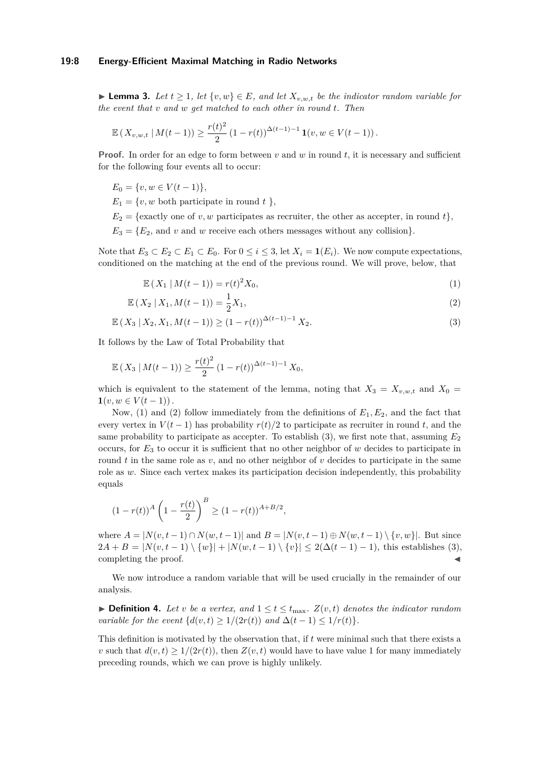▶ **Lemma 3.** *Let $t \geq 1$, let $\{v, w\} \in E$, and let $X_{v,w,t}$ be the indicator random variable for the event that $v$ and $w$ get matched to each other in round $t$. Then*

$$\mathbb{E}\left( X_{v,w,t} \mid M(t-1) \right) \geq \frac{r(t)^2}{2} \left(1 - r(t)\right)^{\Delta(t-1)-1} \mathbf{1}(v, w \in V(t-1)) \, .$$

**Proof.** In order for an edge to form between $v$ and $w$ in round $t$, it is necessary and sufficient for the following four events all to occur:

$E_0 = \{v, w \in V(t-1)\}$,

$E_1 = \{v, w$ both participate in round $t$ $\}$,

$E_2 = \{$exactly one of $v, w$ participates as recruiter, the other as accepter, in round $t\}$,

$E_3 = \{E_2$, and $v$ and $w$ receive each others messages without any collision$\}$.

Note that $E_3 \subset E_2 \subset E_1 \subset E_0$. For $0 \leq i \leq 3$, let $X_i = \mathbf{1}(E_i)$. We now compute expectations, conditioned on the matching at the end of the previous round. We will prove, below, that

$$\mathbb{E}\left( X_1 \mid M(t-1) \right) = r(t)^2 X_0, \tag{1}$$

$$\mathbb{E}\left( X_2 \mid X_1, M(t-1) \right) = \frac{1}{2} X_1, \tag{2}$$

$$\mathbb{E}\left( X_3 \mid X_2, X_1, M(t-1) \right) \geq \left(1 - r(t)\right)^{\Delta(t-1)-1} X_2. \tag{3}$$

It follows by the Law of Total Probability that

$$\mathbb{E}\left( X_3 \mid M(t-1) \right) \geq \frac{r(t)^2}{2} \left(1 - r(t)\right)^{\Delta(t-1)-1} X_0,$$

which is equivalent to the statement of the lemma, noting that $X_3 = X_{v,w,t}$ and $X_0 = \mathbf{1}(v, w \in V(t-1))$.

Now, (1) and (2) follow immediately from the definitions of $E_1, E_2$, and the fact that every vertex in $V(t-1)$ has probability $r(t)/2$ to participate as recruiter in round $t$, and the same probability to participate as accepter. To establish (3), we first note that, assuming $E_2$ occurs, for $E_3$ to occur it is sufficient that no other neighbor of $w$ decides to participate in round $t$ in the same role as $v$, and no other neighbor of $v$ decides to participate in the same role as $w$. Since each vertex makes its participation decision independently, this probability equals

$$\left(1 - r(t)\right)^{A} \left(1 - \frac{r(t)}{2}\right)^{B} \geq \left(1 - r(t)\right)^{A + B/2},$$

where $A = |N(v, t-1) \cap N(w, t-1)|$ and $B = |N(v, t-1) \oplus N(w, t-1) \setminus \{v, w\}|$. But since $2A + B = |N(v, t-1) \setminus \{w\}| + |N(w, t-1) \setminus \{v\}| \leq 2(\Delta(t-1) - 1)$, this establishes (3), completing the proof. ◀

We now introduce a random variable that will be used crucially in the remainder of our analysis.

▶ **Definition 4.** *Let $v$ be a vertex, and $1 \leq t \leq t_{\max}$. $Z(v, t)$ denotes the indicator random variable for the event $\{d(v, t) \geq 1/(2r(t))$ and $\Delta(t-1) \leq 1/r(t)\}$.*

This definition is motivated by the observation that, if $t$ were minimal such that there exists a $v$ such that $d(v, t) \geq 1/(2r(t))$, then $Z(v, t)$ would have to have value 1 for many immediately preceding rounds, which we can prove is highly unlikely.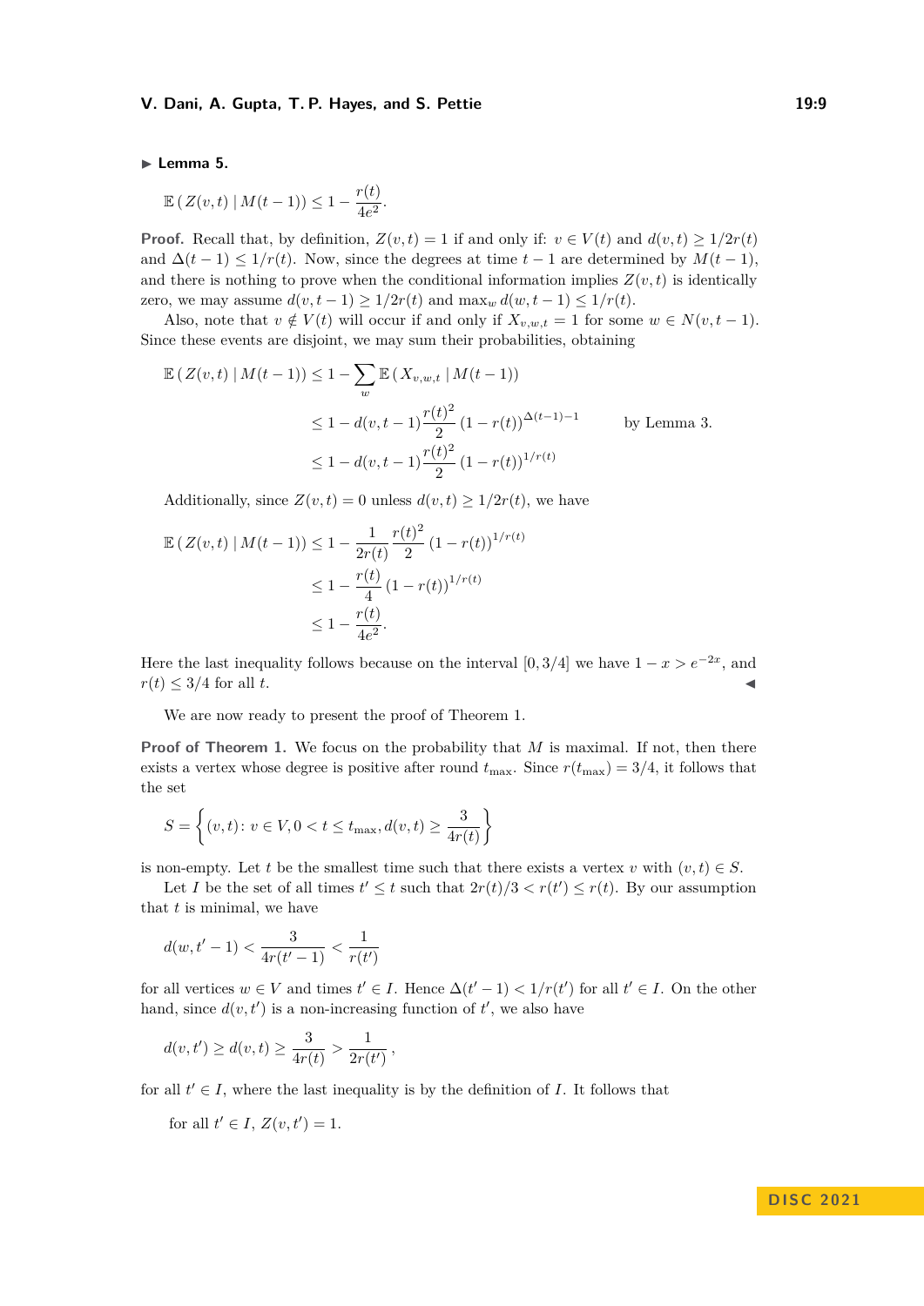▶ **Lemma 5.**

$$\mathbb{E}\left(Z(v,t) \mid M(t-1)\right) \le 1 - \frac{r(t)}{4e^2}.$$

**Proof.** Recall that, by definition, $Z(v,t) = 1$ if and only if: $v \in V(t)$ and $d(v,t) \ge 1/2r(t)$ and $\Delta(t-1) \le 1/r(t)$. Now, since the degrees at time $t-1$ are determined by $M(t-1)$, and there is nothing to prove when the conditional information implies $Z(v,t)$ is identically zero, we may assume $d(v,t-1) \ge 1/2r(t)$ and $\max_w d(w,t-1) \le 1/r(t)$.

Also, note that $v \notin V(t)$ will occur if and only if $X_{v,w,t} = 1$ for some $w \in N(v,t-1)$. Since these events are disjoint, we may sum their probabilities, obtaining

$$\begin{aligned}
\mathbb{E}\left(Z(v,t) \mid M(t-1)\right) &\le 1 - \sum_w \mathbb{E}\left(X_{v,w,t} \mid M(t-1)\right) \\
&\le 1 - d(v,t-1)\frac{r(t)^2}{2}\left(1-r(t)\right)^{\Delta(t-1)-1} \qquad \text{by Lemma 3.} \\
&\le 1 - d(v,t-1)\frac{r(t)^2}{2}\left(1-r(t)\right)^{1/r(t)}
\end{aligned}$$

Additionally, since $Z(v,t) = 0$ unless $d(v,t) \ge 1/2r(t)$, we have

$$\begin{aligned}
\mathbb{E}\left(Z(v,t) \mid M(t-1)\right) &\le 1 - \frac{1}{2r(t)}\frac{r(t)^2}{2}\left(1-r(t)\right)^{1/r(t)} \\
&\le 1 - \frac{r(t)}{4}\left(1-r(t)\right)^{1/r(t)} \\
&\le 1 - \frac{r(t)}{4e^2}.
\end{aligned}$$

Here the last inequality follows because on the interval $[0,3/4]$ we have $1-x > e^{-2x}$, and $r(t) \le 3/4$ for all $t$. ◀

We are now ready to present the proof of Theorem 1.

**Proof of Theorem 1.** We focus on the probability that $M$ is maximal. If not, then there exists a vertex whose degree is positive after round $t_{\max}$. Since $r(t_{\max}) = 3/4$, it follows that the set

$$S = \left\{(v,t) \colon v \in V, 0 < t \le t_{\max}, d(v,t) \ge \frac{3}{4r(t)}\right\}$$

is non-empty. Let $t$ be the smallest time such that there exists a vertex $v$ with $(v,t) \in S$.

Let $I$ be the set of all times $t' \le t$ such that $2r(t)/3 < r(t') \le r(t)$. By our assumption that $t$ is minimal, we have

$$d(w,t'-1) < \frac{3}{4r(t'-1)} < \frac{1}{r(t')}$$

for all vertices $w \in V$ and times $t' \in I$. Hence $\Delta(t'-1) < 1/r(t')$ for all $t' \in I$. On the other hand, since $d(v,t')$ is a non-increasing function of $t'$, we also have

$$d(v,t') \ge d(v,t) \ge \frac{3}{4r(t)} > \frac{1}{2r(t')},$$

for all $t' \in I$, where the last inequality is by the definition of $I$. It follows that

for all $t' \in I$, $Z(v,t') = 1$.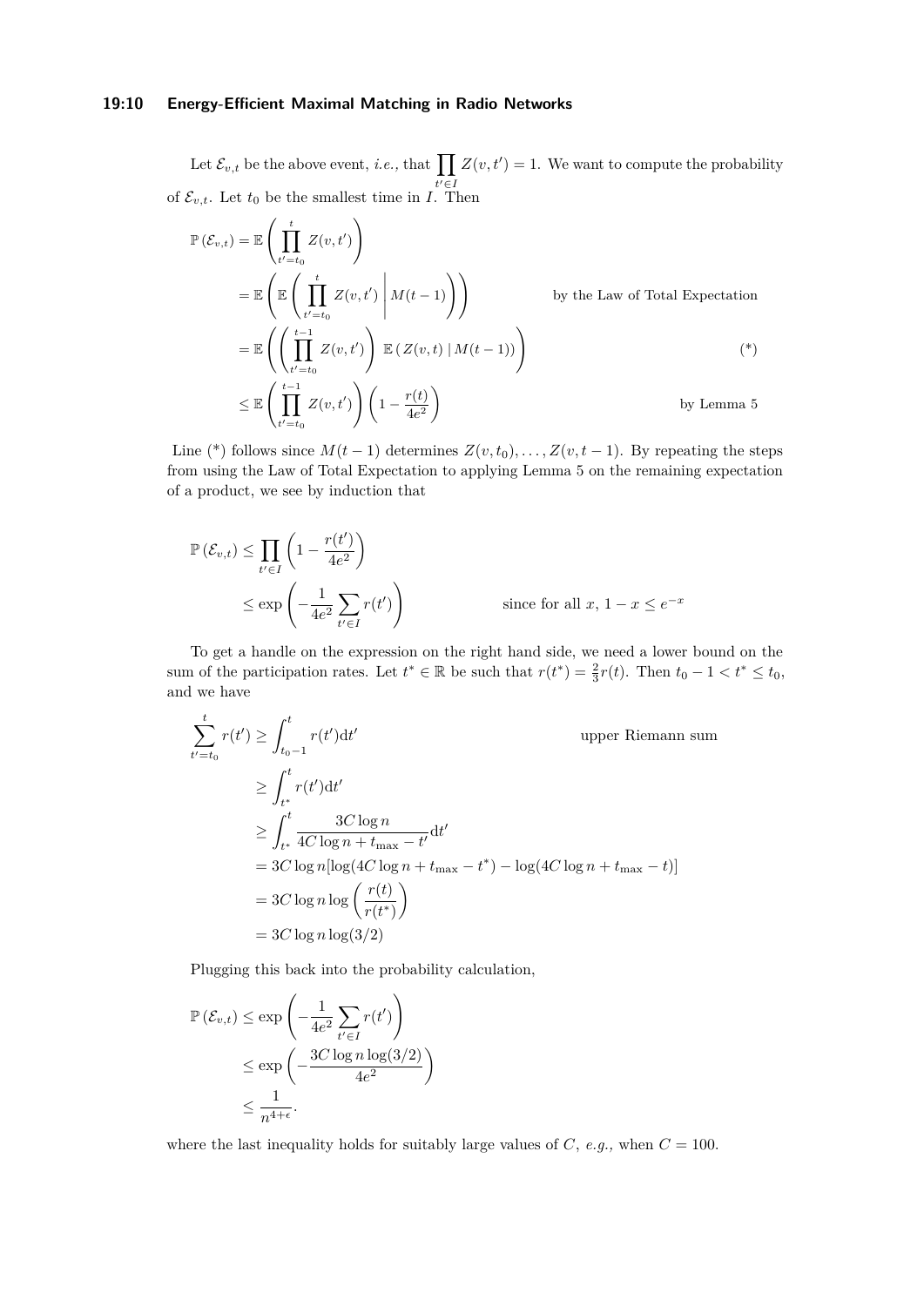Let $\mathcal{E}_{v,t}$ be the above event, *i.e.,* that $\prod_{t' \in I} Z(v, t') = 1$. We want to compute the probability of $\mathcal{E}_{v,t}$. Let $t_0$ be the smallest time in $I$. Then

$$
\begin{aligned}
\mathbb{P}\left(\mathcal{E}_{v,t}\right) &= \mathbb{E}\left(\prod_{t'=t_0}^{t} Z(v,t')\right) \\
&= \mathbb{E}\left(\mathbb{E}\left(\prod_{t'=t_0}^{t} Z(v,t') \,\middle|\, M(t-1)\right)\right) && \text{by the Law of Total Expectation} \\
&= \mathbb{E}\left(\left(\prod_{t'=t_0}^{t-1} Z(v,t')\right) \mathbb{E}\left(Z(v,t) \mid M(t-1)\right)\right) && (*) \\
&\leq \mathbb{E}\left(\prod_{t'=t_0}^{t-1} Z(v,t')\right)\left(1 - \frac{r(t)}{4e^2}\right) && \text{by Lemma 5}
\end{aligned}
$$

Line (*) follows since $M(t-1)$ determines $Z(v, t_0), \ldots, Z(v, t-1)$. By repeating the steps from using the Law of Total Expectation to applying Lemma 5 on the remaining expectation of a product, we see by induction that

$$
\begin{aligned}
\mathbb{P}\left(\mathcal{E}_{v,t}\right) &\leq \prod_{t' \in I}\left(1 - \frac{r(t')}{4e^2}\right) \\
&\leq \exp\left(-\frac{1}{4e^2}\sum_{t' \in I} r(t')\right) && \text{since for all } x,\ 1 - x \leq e^{-x}
\end{aligned}
$$

To get a handle on the expression on the right hand side, we need a lower bound on the sum of the participation rates. Let $t^* \in \mathbb{R}$ be such that $r(t^*) = \frac{2}{3}r(t)$. Then $t_0 - 1 < t^* \leq t_0$, and we have

$$
\begin{aligned}
\sum_{t'=t_0}^{t} r(t') &\geq \int_{t_0-1}^{t} r(t')\mathrm{d}t' && \text{upper Riemann sum} \\
&\geq \int_{t^*}^{t} r(t')\mathrm{d}t' \\
&\geq \int_{t^*}^{t} \frac{3C\log n}{4C\log n + t_{\max} - t'}\mathrm{d}t' \\
&= 3C\log n[\log(4C\log n + t_{\max} - t^*) - \log(4C\log n + t_{\max} - t)] \\
&= 3C\log n \log\left(\frac{r(t)}{r(t^*)}\right) \\
&= 3C\log n\log(3/2)
\end{aligned}
$$

Plugging this back into the probability calculation,

$$
\begin{aligned}
\mathbb{P}\left(\mathcal{E}_{v,t}\right) &\leq \exp\left(-\frac{1}{4e^2}\sum_{t' \in I} r(t')\right) \\
&\leq \exp\left(-\frac{3C\log n\log(3/2)}{4e^2}\right) \\
&\leq \frac{1}{n^{4+\epsilon}}.
\end{aligned}
$$

where the last inequality holds for suitably large values of $C$, *e.g.,* when $C = 100$.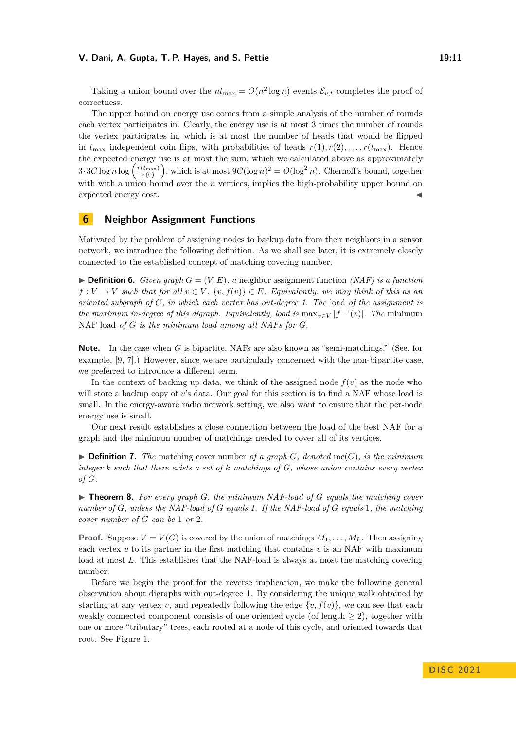Taking a union bound over the $nt_{\max} = O(n^2 \log n)$ events $\mathcal{E}_{v,t}$ completes the proof of correctness.

The upper bound on energy use comes from a simple analysis of the number of rounds each vertex participates in. Clearly, the energy use is at most 3 times the number of rounds the vertex participates in, which is at most the number of heads that would be flipped in $t_{\max}$ independent coin flips, with probabilities of heads $r(1), r(2), \ldots, r(t_{\max})$. Hence the expected energy use is at most the sum, which we calculated above as approximately $3 \cdot 3C \log n \log\left(\frac{r(t_{\max})}{r(0)}\right)$, which is at most $9C(\log n)^2 = O(\log^2 n)$. Chernoff's bound, together with with a union bound over the $n$ vertices, implies the high-probability upper bound on expected energy cost. ◀

## 6 Neighbor Assignment Functions

Motivated by the problem of assigning nodes to backup data from their neighbors in a sensor network, we introduce the following definition. As we shall see later, it is extremely closely connected to the established concept of matching covering number.

▶ **Definition 6.** *Given graph $G = (V, E)$, a* neighbor assignment function *(NAF) is a function $f : V \to V$ such that for all $v \in V$, $\{v, f(v)\} \in E$. Equivalently, we may think of this as an oriented subgraph of $G$, in which each vertex has out-degree 1. The* load *of the assignment is the maximum in-degree of this digraph. Equivalently, load is $\max_{v \in V} |f^{-1}(v)|$. The* minimum NAF load *of $G$ is the minimum load among all NAFs for $G$.*

**Note.** In the case when $G$ is bipartite, NAFs are also known as "semi-matchings." (See, for example, [9, 7].) However, since we are particularly concerned with the non-bipartite case, we preferred to introduce a different term.

In the context of backing up data, we think of the assigned node $f(v)$ as the node who will store a backup copy of $v$'s data. Our goal for this section is to find a NAF whose load is small. In the energy-aware radio network setting, we also want to ensure that the per-node energy use is small.

Our next result establishes a close connection between the load of the best NAF for a graph and the minimum number of matchings needed to cover all of its vertices.

▶ **Definition 7.** *The* matching cover number *of a graph $G$, denoted $\mathrm{mc}(G)$, is the minimum integer $k$ such that there exists a set of $k$ matchings of $G$, whose union contains every vertex of $G$.*

▶ **Theorem 8.** *For every graph $G$, the minimum NAF-load of $G$ equals the matching cover number of $G$, unless the NAF-load of $G$ equals 1. If the NAF-load of $G$ equals 1, the matching cover number of $G$ can be 1 or 2.*

**Proof.** Suppose $V = V(G)$ is covered by the union of matchings $M_1, \ldots, M_L$. Then assigning each vertex $v$ to its partner in the first matching that contains $v$ is an NAF with maximum load at most $L$. This establishes that the NAF-load is always at most the matching covering number.

Before we begin the proof for the reverse implication, we make the following general observation about digraphs with out-degree 1. By considering the unique walk obtained by starting at any vertex $v$, and repeatedly following the edge $\{v, f(v)\}$, we can see that each weakly connected component consists of one oriented cycle (of length $\geq 2$), together with one or more "tributary" trees, each rooted at a node of this cycle, and oriented towards that root. See Figure 1.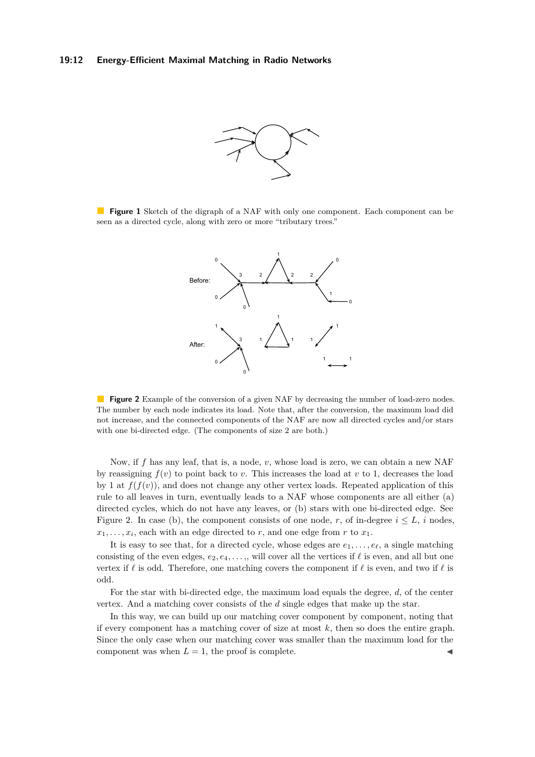**Figure 1** Sketch of the digraph of a NAF with only one component. Each component can be seen as a directed cycle, along with zero or more "tributary trees."

**Figure 2** Example of the conversion of a given NAF by decreasing the number of load-zero nodes. The number by each node indicates its load. Note that, after the conversion, the maximum load did not increase, and the connected components of the NAF are now all directed cycles and/or stars with one bi-directed edge. (The components of size 2 are both.)

Now, if $f$ has any leaf, that is, a node, $v$, whose load is zero, we can obtain a new NAF by reassigning $f(v)$ to point back to $v$. This increases the load at $v$ to 1, decreases the load by 1 at $f(f(v))$, and does not change any other vertex loads. Repeated application of this rule to all leaves in turn, eventually leads to a NAF whose components are all either (a) directed cycles, which do not have any leaves, or (b) stars with one bi-directed edge. See Figure 2. In case (b), the component consists of one node, $r$, of in-degree $i \leq L$, $i$ nodes, $x_1, \ldots, x_i$, each with an edge directed to $r$, and one edge from $r$ to $x_1$.

It is easy to see that, for a directed cycle, whose edges are $e_1, \ldots, e_\ell$, a single matching consisting of the even edges, $e_2, e_4, \ldots,$, will cover all the vertices if $\ell$ is even, and all but one vertex if $\ell$ is odd. Therefore, one matching covers the component if $\ell$ is even, and two if $\ell$ is odd.

For the star with bi-directed edge, the maximum load equals the degree, $d$, of the center vertex. And a matching cover consists of the $d$ single edges that make up the star.

In this way, we can build up our matching cover component by component, noting that if every component has a matching cover of size at most $k$, then so does the entire graph. Since the only case when our matching cover was smaller than the maximum load for the component was when $L = 1$, the proof is complete. ◀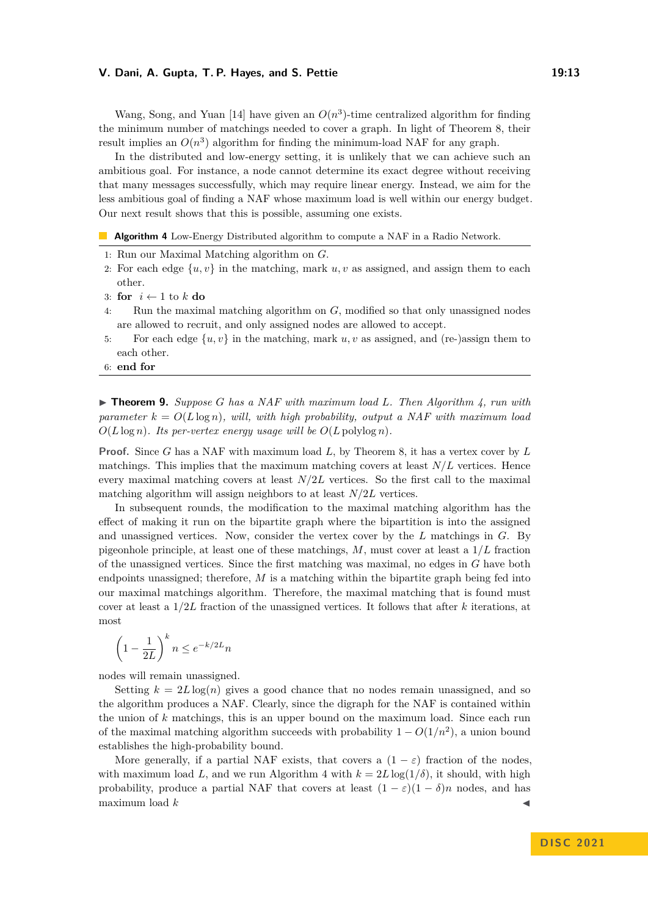Wang, Song, and Yuan [14] have given an $O(n^3)$-time centralized algorithm for finding the minimum number of matchings needed to cover a graph. In light of Theorem 8, their result implies an $O(n^3)$ algorithm for finding the minimum-load NAF for any graph.

In the distributed and low-energy setting, it is unlikely that we can achieve such an ambitious goal. For instance, a node cannot determine its exact degree without receiving that many messages successfully, which may require linear energy. Instead, we aim for the less ambitious goal of finding a NAF whose maximum load is well within our energy budget. Our next result shows that this is possible, assuming one exists.

**Algorithm 4** Low-Energy Distributed algorithm to compute a NAF in a Radio Network.

1: Run our Maximal Matching algorithm on $G$.
2: For each edge $\{u, v\}$ in the matching, mark $u, v$ as assigned, and assign them to each other.
3: **for** $i \leftarrow 1$ to $k$ **do**
4: Run the maximal matching algorithm on $G$, modified so that only unassigned nodes are allowed to recruit, and only assigned nodes are allowed to accept.
5: For each edge $\{u, v\}$ in the matching, mark $u, v$ as assigned, and (re-)assign them to each other.
6: **end for**

▶ **Theorem 9.** *Suppose $G$ has a NAF with maximum load $L$. Then Algorithm 4, run with parameter $k = O(L \log n)$, will, with high probability, output a NAF with maximum load $O(L \log n)$. Its per-vertex energy usage will be $O(L \operatorname{polylog} n)$.*

**Proof.** Since $G$ has a NAF with maximum load $L$, by Theorem 8, it has a vertex cover by $L$ matchings. This implies that the maximum matching covers at least $N/L$ vertices. Hence every maximal matching covers at least $N/2L$ vertices. So the first call to the maximal matching algorithm will assign neighbors to at least $N/2L$ vertices.

In subsequent rounds, the modification to the maximal matching algorithm has the effect of making it run on the bipartite graph where the bipartition is into the assigned and unassigned vertices. Now, consider the vertex cover by the $L$ matchings in $G$. By pigeonhole principle, at least one of these matchings, $M$, must cover at least a $1/L$ fraction of the unassigned vertices. Since the first matching was maximal, no edges in $G$ have both endpoints unassigned; therefore, $M$ is a matching within the bipartite graph being fed into our maximal matchings algorithm. Therefore, the maximal matching that is found must cover at least a $1/2L$ fraction of the unassigned vertices. It follows that after $k$ iterations, at most

$$\left(1 - \frac{1}{2L}\right)^k n \leq e^{-k/2L} n$$

nodes will remain unassigned.

Setting $k = 2L \log(n)$ gives a good chance that no nodes remain unassigned, and so the algorithm produces a NAF. Clearly, since the digraph for the NAF is contained within the union of $k$ matchings, this is an upper bound on the maximum load. Since each run of the maximal matching algorithm succeeds with probability $1 - O(1/n^2)$, a union bound establishes the high-probability bound.

More generally, if a partial NAF exists, that covers a $(1 - \varepsilon)$ fraction of the nodes, with maximum load $L$, and we run Algorithm 4 with $k = 2L \log(1/\delta)$, it should, with high probability, produce a partial NAF that covers at least $(1 - \varepsilon)(1 - \delta)n$ nodes, and has maximum load $k$ ◀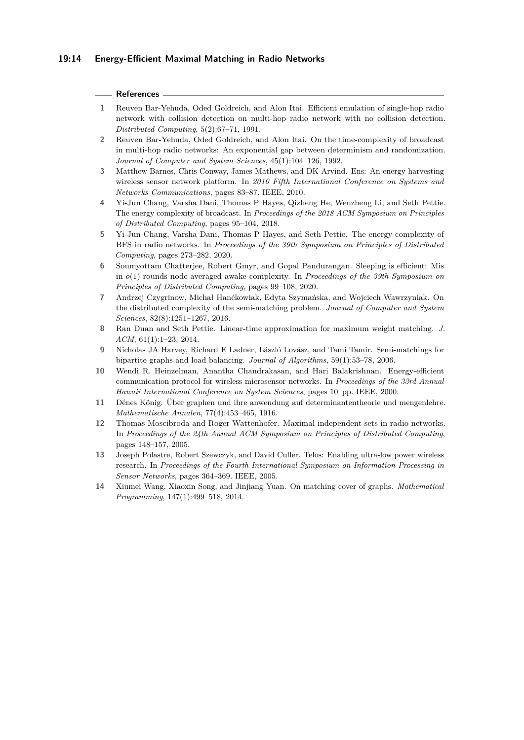## References

1. Reuven Bar-Yehuda, Oded Goldreich, and Alon Itai. Efficient emulation of single-hop radio network with collision detection on multi-hop radio network with no collision detection. *Distributed Computing*, 5(2):67–71, 1991.
2. Reuven Bar-Yehuda, Oded Goldreich, and Alon Itai. On the time-complexity of broadcast in multi-hop radio networks: An exponential gap between determinism and randomization. *Journal of Computer and System Sciences*, 45(1):104–126, 1992.
3. Matthew Barnes, Chris Conway, James Mathews, and DK Arvind. Ens: An energy harvesting wireless sensor network platform. In *2010 Fifth International Conference on Systems and Networks Communications*, pages 83–87. IEEE, 2010.
4. Yi-Jun Chang, Varsha Dani, Thomas P Hayes, Qizheng He, Wenzheng Li, and Seth Pettie. The energy complexity of broadcast. In *Proceedings of the 2018 ACM Symposium on Principles of Distributed Computing*, pages 95–104, 2018.
5. Yi-Jun Chang, Varsha Dani, Thomas P Hayes, and Seth Pettie. The energy complexity of BFS in radio networks. In *Proceedings of the 39th Symposium on Principles of Distributed Computing*, pages 273–282, 2020.
6. Soumyottam Chatterjee, Robert Gmyr, and Gopal Pandurangan. Sleeping is efficient: Mis in $o(1)$-rounds node-averaged awake complexity. In *Proceedings of the 39th Symposium on Principles of Distributed Computing*, pages 99–108, 2020.
7. Andrzej Czygrinow, Michał Hanćkowiak, Edyta Szymańska, and Wojciech Wawrzyniak. On the distributed complexity of the semi-matching problem. *Journal of Computer and System Sciences*, 82(8):1251–1267, 2016.
8. Ran Duan and Seth Pettie. Linear-time approximation for maximum weight matching. *J. ACM*, 61(1):1–23, 2014.
9. Nicholas JA Harvey, Richard E Ladner, László Lovász, and Tami Tamir. Semi-matchings for bipartite graphs and load balancing. *Journal of Algorithms*, 59(1):53–78, 2006.
10. Wendi R. Heinzelman, Anantha Chandrakasan, and Hari Balakrishnan. Energy-efficient communication protocol for wireless microsensor networks. In *Proceedings of the 33rd Annual Hawaii International Conference on System Sciences*, pages 10–pp. IEEE, 2000.
11. Dénes König. Über graphen und ihre anwendung auf determinantentheorie und mengenlehre. *Mathematische Annalen*, 77(4):453–465, 1916.
12. Thomas Moscibroda and Roger Wattenhofer. Maximal independent sets in radio networks. In *Proceedings of the 24th Annual ACM Symposium on Principles of Distributed Computing*, pages 148–157, 2005.
13. Joseph Polastre, Robert Szewczyk, and David Culler. Telos: Enabling ultra-low power wireless research. In *Proceedings of the Fourth International Symposium on Information Processing in Sensor Networks*, pages 364–369. IEEE, 2005.
14. Xiumei Wang, Xiaoxin Song, and Jinjiang Yuan. On matching cover of graphs. *Mathematical Programming*, 147(1):499–518, 2014.